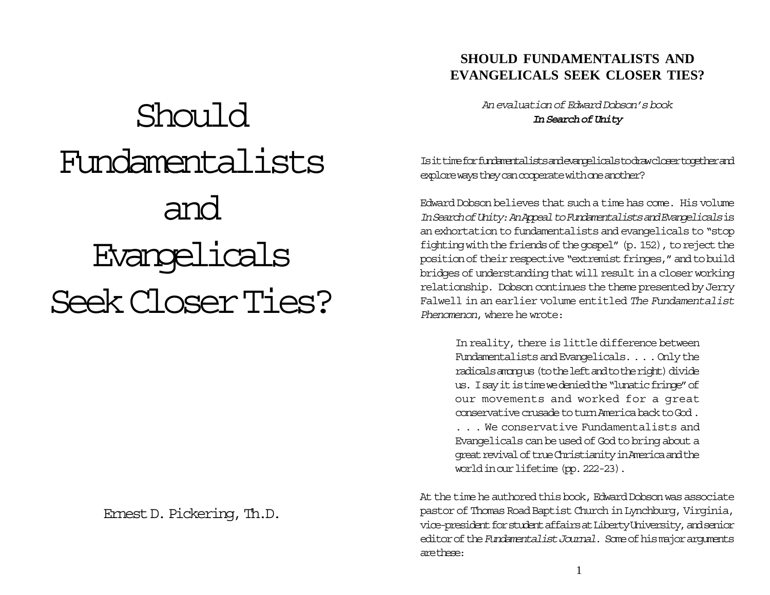# Should Fundamentalists and Evangelicals Seek Closer Ties?

Ernest D. Pickering, Th.D.

## SHOULD FUNDAMENTALISTS AND EVANGELICALS SEEK CLOSER TIES?

*An evaluation of Edward Dobson's book* ***In Search of Unity***

Is it time for fundamentalists and evangelicals to draw closer together and explore ways they can cooperate with one another?

Edward Dobson believes that such a time has come. His volume *In Search of Unity: An Appeal to Fundamentalists and Evangelicals* is an exhortation to fundamentalists and evangelicals to "stop fighting with the friends of the gospel" (p. 152), to reject the position of their respective "extremist fringes," and to build bridges of understanding that will result in a closer working relationship. Dobson continues the theme presented by Jerry Falwell in an earlier volume entitled *The Fundamentalist Phenomenon*, where he wrote:

> In reality, there is little difference between Fundamentalists and Evangelicals. . . . Only the radicals among us (to the left and to the right) divide us. I say it is time we denied the "lunatic fringe" of our movements and worked for a great conservative crusade to turn America back to God . . . . We conservative Fundamentalists and Evangelicals can be used of God to bring about a great revival of true Christianity in America and the world in our lifetime (pp. 222-23).

At the time he authored this book, Edward Dobson was associate pastor of Thomas Road Baptist Church in Lynchburg, Virginia, vice-president for student affairs at Liberty University, and senior editor of the *Fundamentalist Journal*. Some of his major arguments are these: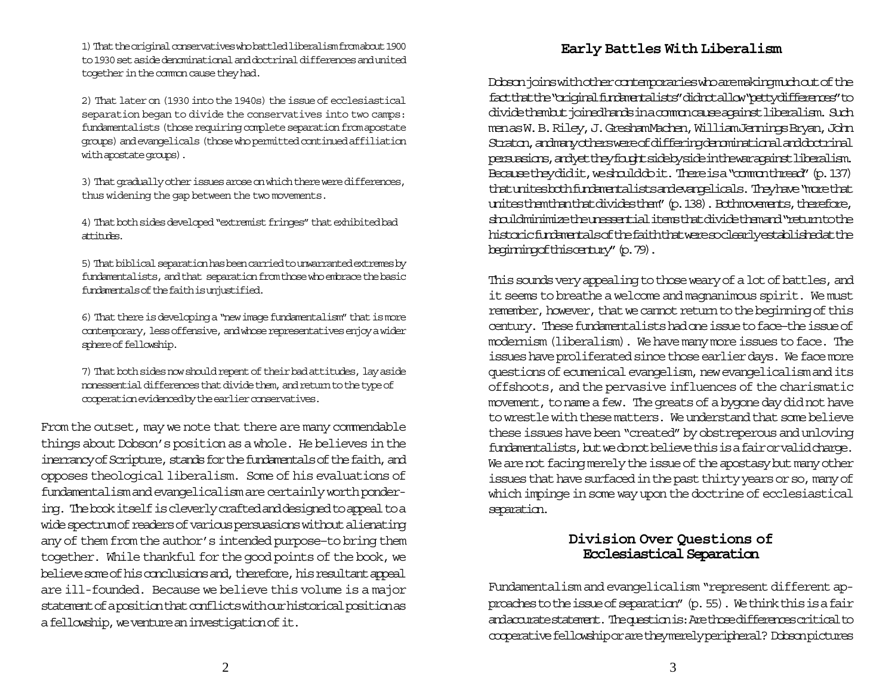1) That the original conservatives who battled liberalism from about 1900 to 1930 set aside denominational and doctrinal differences and united together in the common cause they had.

2) That later on (1930 into the 1940s) the issue of ecclesiastical separation began to divide the conservatives into two camps: fundamentalists (those requiring complete separation from apostate groups) and evangelicals (those who permitted continued affiliation with apostate groups).

3) That gradually other issues arose on which there were differences, thus widening the gap between the two movements.

4) That both sides developed "extremist fringes" that exhibited bad attitudes.

5) That biblical separation has been carried to unwarranted extremes by fundamentalists, and that separation from those who embrace the basic fundamentals of the faith is unjustified.

6) That there is developing a "new image fundamentalism" that is more contemporary, less offensive, and whose representatives enjoy a wider sphere of fellowship.

7) That both sides now should repent of their bad attitudes, lay aside nonessential differences that divide them, and return to the type of cooperation evidenced by the earlier conservatives.

From the outset, may we note that there are many commendable things about Dobson's position as a whole. He believes in the inerrancy of Scripture, stands for the fundamentals of the faith, and opposes theological liberalism. Some of his evaluations of fundamentalism and evangelicalism are certainly worth pondering. The book itself is cleverly crafted and designed to appeal to a wide spectrum of readers of various persuasions without alienating any of them from the author's intended purpose–to bring them together. While thankful for the good points of the book, we believe some of his conclusions and, therefore, his resultant appeal are ill-founded. Because we believe this volume is a major statement of a position that conflicts with our historical position as a fellowship, we venture an investigation of it.

## Early Battles With Liberalism

Dobson joins with other contemporaries who are making much out of the fact that the "original fundamentalists" did not allow "petty differences" to divide them but joined hands in a common cause against liberalism. Such men as W. B. Riley, J. Gresham Machen, William Jennings Bryan, John Straton, and many others were of differing denominational and doctrinal persuasions, and yet they fought side by side in the war against liberalism. Because they did it, we should do it. There is a "common thread" (p. 137) that unites both fundamentalists and evangelicals. They have "more that unites them than that divides them" (p. 138). Both movements, therefore, should minimize the unessential items that divide them and "return to the historic fundamentals of the faith that were so clearly established at the beginning of this century" (p. 79).

This sounds very appealing to those weary of a lot of battles, and it seems to breathe a welcome and magnanimous spirit. We must remember, however, that we cannot return to the beginning of this century. These fundamentalists had one issue to face–the issue of modernism (liberalism). We have many more issues to face. The issues have proliferated since those earlier days. We face more questions of ecumenical evangelism, new evangelicalism and its offshoots, and the pervasive influences of the charismatic movement, to name a few. The greats of a bygone day did not have to wrestle with these matters. We understand that some believe these issues have been "created" by obstreperous and unloving fundamentalists, but we do not believe this is a fair or valid charge. We are not facing merely the issue of the apostasy but many other issues that have surfaced in the past thirty years or so, many of which impinge in some way upon the doctrine of ecclesiastical separation.

## Division Over Questions of Ecclesiastical Separation

Fundamentalism and evangelicalism "represent different approaches to the issue of separation" (p. 55). We think this is a fair and accurate statement. The question is: Are those differences critical to cooperative fellowship or are they merely peripheral? Dobson pictures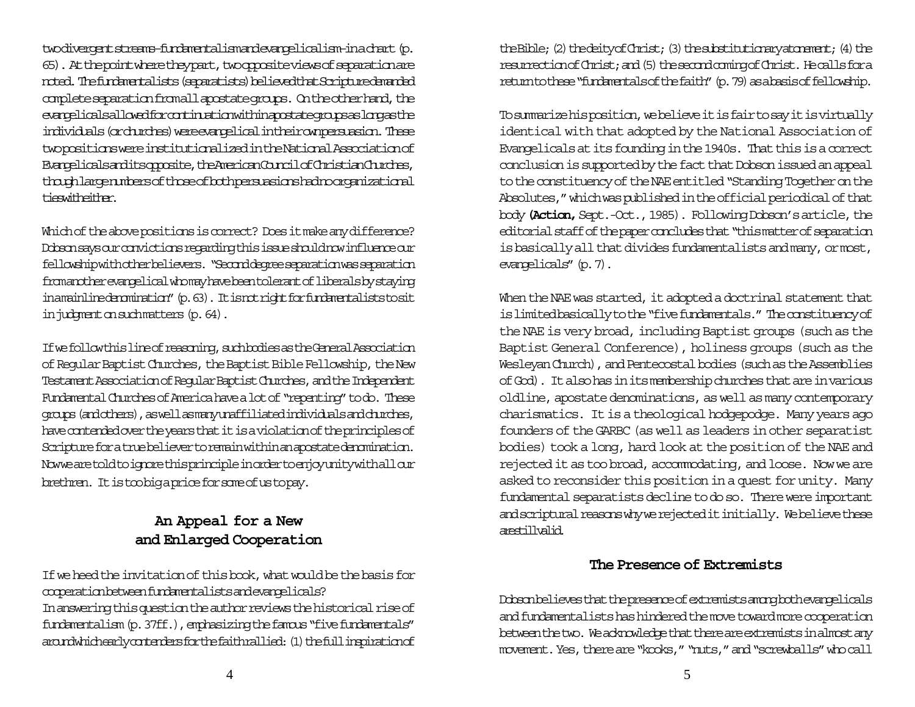two divergent streams–fundamentalism and evangelicalism–in a chart (p. 65). At the point where they part, two opposite views of separation are noted. The fundamentalists (separatists) believed that Scripture demanded complete separation from all apostate groups. On the other hand, the evangelicals allowed for continuation within apostate groups as long as the individuals (or churches) were evangelical in their own persuasion. These two positions were institutionalized in the National Association of Evangelicals and its opposite, the American Council of Christian Churches, though large numbers of those of both persuasions had no organizational ties with either.

Which of the above positions is correct? Does it make any difference? Dobson says our convictions regarding this issue should now influence our fellowship with other believers. "Second degree separation was separation from another evangelical who may have been tolerant of liberals by staying in a mainline denomination" (p. 63). It is not right for fundamentalists to sit in judgment on such matters (p. 64).

If we follow this line of reasoning, such bodies as the General Association of Regular Baptist Churches, the Baptist Bible Fellowship, the New Testament Association of Regular Baptist Churches, and the Independent Fundamental Churches of America have a lot of "repenting" to do. These groups (and others), as well as many unaffiliated individuals and churches, have contended over the years that it is a violation of the principles of Scripture for a true believer to remain within an apostate denomination. Now we are told to ignore this principle in order to enjoy unity with all our brethren. It is too big a price for some of us to pay.

## An Appeal for a New and Enlarged Cooperation

If we heed the invitation of this book, what would be the basis for cooperation between fundamentalists and evangelicals?
In answering this question the author reviews the historical rise of fundamentalism (p. 37ff.), emphasizing the famous "five fundamentals" around which early contenders for the faith rallied: (1) the full inspiration of the Bible; (2) the deity of Christ; (3) the substitutionary atonement; (4) the resurrection of Christ; and (5) the second coming of Christ. He calls for a return to these "fundamentals of the faith" (p. 79) as a basis of fellowship.

To summarize his position, we believe it is fair to say it is virtually identical with that adopted by the National Association of Evangelicals at its founding in the 1940s. That this is a correct conclusion is supported by the fact that Dobson issued an appeal to the constituency of the NAE entitled "Standing Together on the Absolutes," which was published in the official periodical of that body (**Action,** Sept.-Oct., 1985). Following Dobson's article, the editorial staff of the paper concludes that "this matter of separation is basically all that divides fundamentalists and many, or most, evangelicals" (p. 7).

When the NAE was started, it adopted a doctrinal statement that is limited basically to the "five fundamentals." The constituency of the NAE is very broad, including Baptist groups (such as the Baptist General Conference), holiness groups (such as the Wesleyan Church), and Pentecostal bodies (such as the Assemblies of God). It also has in its membership churches that are in various oldline, apostate denominations, as well as many contemporary charismatics. It is a theological hodgepodge. Many years ago founders of the GARBC (as well as leaders in other separatist bodies) took a long, hard look at the position of the NAE and rejected it as too broad, accommodating, and loose. Now we are asked to reconsider this position in a quest for unity. Many fundamental separatists decline to do so. There were important and scriptural reasons why we rejected it initially. We believe these are still valid.

## The Presence of Extremists

Dobson believes that the presence of extremists among both evangelicals and fundamentalists has hindered the move toward more cooperation between the two. We acknowledge that there are extremists in almost any movement. Yes, there are "kooks," "nuts," and "screwballs" who call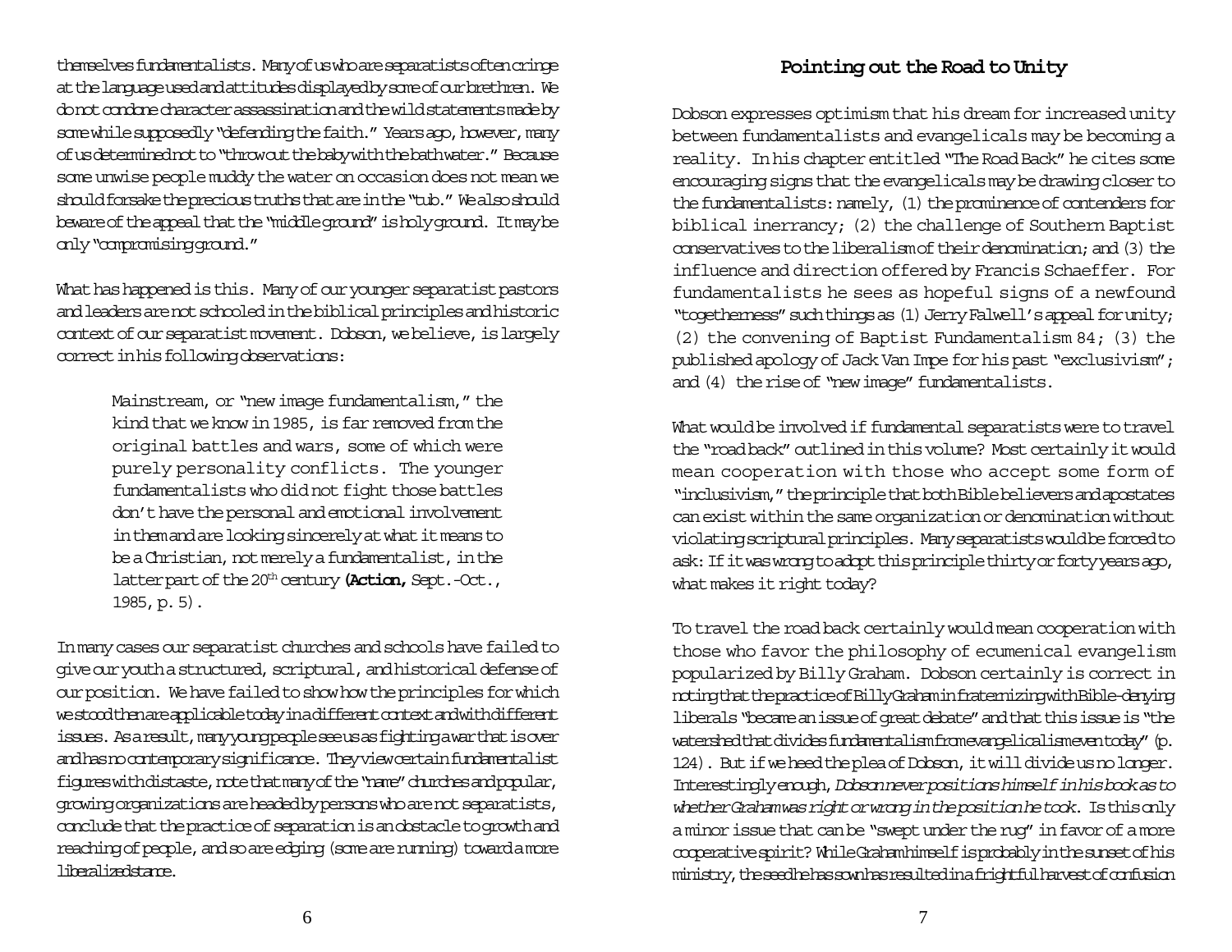themselves fundamentalists. Many of us who are separatists often cringe at the language used and attitudes displayed by some of our brethren. We do not condone character assassination and the wild statements made by some while supposedly "defending the faith." Years ago, however, many of us determined not to "throw out the baby with the bathwater." Because some unwise people muddy the water on occasion does not mean we should forsake the precious truths that are in the "tub." We also should beware of the appeal that the "middle ground" is holy ground. It may be only "compromising ground."

What has happened is this. Many of our younger separatist pastors and leaders are not schooled in the biblical principles and historic context of our separatist movement. Dobson, we believe, is largely correct in his following observations:

> Mainstream, or "new image fundamentalism," the kind that we know in 1985, is far removed from the original battles and wars, some of which were purely personality conflicts. The younger fundamentalists who did not fight those battles don't have the personal and emotional involvement in them and are looking sincerely at what it means to be a Christian, not merely a fundamentalist, in the latter part of the 20th century (**Action,** Sept.-Oct., 1985, p. 5).

In many cases our separatist churches and schools have failed to give our youth a structured, scriptural, and historical defense of our position. We have failed to show how the principles for which we stood then are applicable today in a different context and with different issues. As a result, many young people see us as fighting a war that is over and has no contemporary significance. They view certain fundamentalist figures with distaste, note that many of the "name" churches and popular, growing organizations are headed by persons who are not separatists, conclude that the practice of separation is an obstacle to growth and reaching of people, and so are edging (some are running) toward a more liberalized stance.

## Pointing out the Road to Unity

Dobson expresses optimism that his dream for increased unity between fundamentalists and evangelicals may be becoming a reality. In his chapter entitled "The Road Back" he cites some encouraging signs that the evangelicals may be drawing closer to the fundamentalists: namely, (1) the prominence of contenders for biblical inerrancy; (2) the challenge of Southern Baptist conservatives to the liberalism of their denomination; and (3) the influence and direction offered by Francis Schaeffer. For fundamentalists he sees as hopeful signs of a newfound "togetherness" such things as (1) Jerry Falwell's appeal for unity; (2) the convening of Baptist Fundamentalism 84; (3) the published apology of Jack Van Impe for his past "exclusivism"; and (4) the rise of "new image" fundamentalists.

What would be involved if fundamental separatists were to travel the "road back" outlined in this volume? Most certainly it would mean cooperation with those who accept some form of "inclusivism," the principle that both Bible believers and apostates can exist within the same organization or denomination without violating scriptural principles. Many separatists would be forced to ask: If it was wrong to adopt this principle thirty or forty years ago, what makes it right today?

To travel the road back certainly would mean cooperation with those who favor the philosophy of ecumenical evangelism popularized by Billy Graham. Dobson certainly is correct in noting that the practice of Billy Graham in fraternizing with Bible-denying liberals "became an issue of great debate" and that this issue is "the watershed that divides fundamentalism from evangelicalism even today" (p. 124). But if we heed the plea of Dobson, it will divide us no longer. Interestingly enough, *Dobson never positions himself in his book as to whether Graham was right or wrong in the position he took.* Is this only a minor issue that can be "swept under the rug" in favor of a more cooperative spirit? While Graham himself is probably in the sunset of his ministry, the seed he has sown has resulted in a frightful harvest of confusion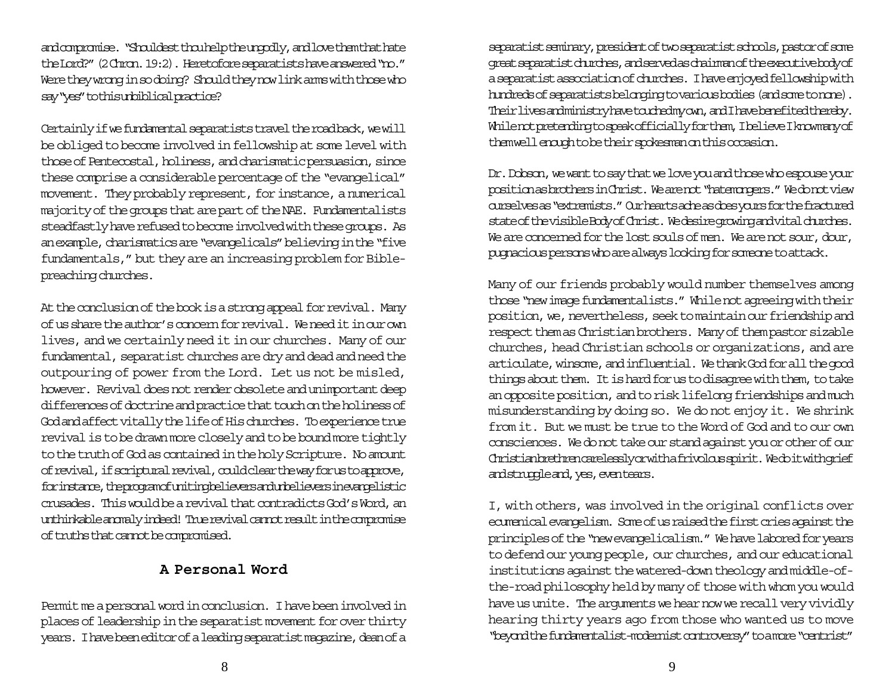and compromise. "Shouldest thou help the ungodly, and love them that hate the Lord?" (2 Chron. 19:2). Heretofore separatists have answered "no." Were they wrong in so doing? Should they now link arms with those who say "yes" to this unbiblical practice?

Certainly if we fundamental separatists travel the road back, we will be obliged to become involved in fellowship at some level with those of Pentecostal, holiness, and charismatic persuasion, since these comprise a considerable percentage of the "evangelical" movement. They probably represent, for instance, a numerical majority of the groups that are part of the NAE. Fundamentalists steadfastly have refused to become involved with these groups. As an example, charismatics are "evangelicals" believing in the "five fundamentals," but they are an increasing problem for Bible-preaching churches.

At the conclusion of the book is a strong appeal for revival. Many of us share the author's concern for revival. We need it in our own lives, and we certainly need it in our churches. Many of our fundamental, separatist churches are dry and dead and need the outpouring of power from the Lord. Let us not be misled, however. Revival does not render obsolete and unimportant deep differences of doctrine and practice that touch on the holiness of God and affect vitally the life of His churches. To experience true revival is to be drawn more closely and to be bound more tightly to the truth of God as contained in the holy Scripture. No amount of revival, if scriptural revival, could clear the way for us to approve, for instance, the program of uniting believers and unbelievers in evangelistic crusades. This would be a revival that contradicts God's Word, an unthinkable anomaly indeed! True revival cannot result in the compromise of truths that cannot be compromised.

## A Personal Word

Permit me a personal word in conclusion. I have been involved in places of leadership in the separatist movement for over thirty years. I have been editor of a leading separatist magazine, dean of a separatist seminary, president of two separatist schools, pastor of some great separatist churches, and served as chairman of the executive body of a separatist association of churches. I have enjoyed fellowship with hundreds of separatists belonging to various bodies (and some to none). Their lives and ministry have touched my own, and I have benefited thereby. While not pretending to speak officially for them, I believe I know many of them well enough to be their spokesman on this occasion.

Dr. Dobson, we want to say that we love you and those who espouse your position as brothers in Christ. We are not "hatemongers." We do not view ourselves as "extremists." Our hearts ache as does yours for the fractured state of the visible Body of Christ. We desire growing and vital churches. We are concerned for the lost souls of men. We are not sour, dour, pugnacious persons who are always looking for someone to attack.

Many of our friends probably would number themselves among those "new image fundamentalists." While not agreeing with their position, we, nevertheless, seek to maintain our friendship and respect them as Christian brothers. Many of them pastor sizable churches, head Christian schools or organizations, and are articulate, winsome, and influential. We thank God for all the good things about them. It is hard for us to disagree with them, to take an opposite position, and to risk lifelong friendships and much misunderstanding by doing so. We do not enjoy it. We shrink from it. But we must be true to the Word of God and to our own consciences. We do not take our stand against you or other of our Christian brethren carelessly or with a frivolous spirit. We do it with grief and struggle and, yes, even tears.

I, with others, was involved in the original conflicts over ecumenical evangelism. Some of us raised the first cries against the principles of the "new evangelicalism." We have labored for years to defend our young people, our churches, and our educational institutions against the watered-down theology and middle-of-the-road philosophy held by many of those with whom you would have us unite. The arguments we hear now we recall very vividly hearing thirty years ago from those who wanted us to move "beyond the fundamentalist-modernist controversy" to a more "centrist"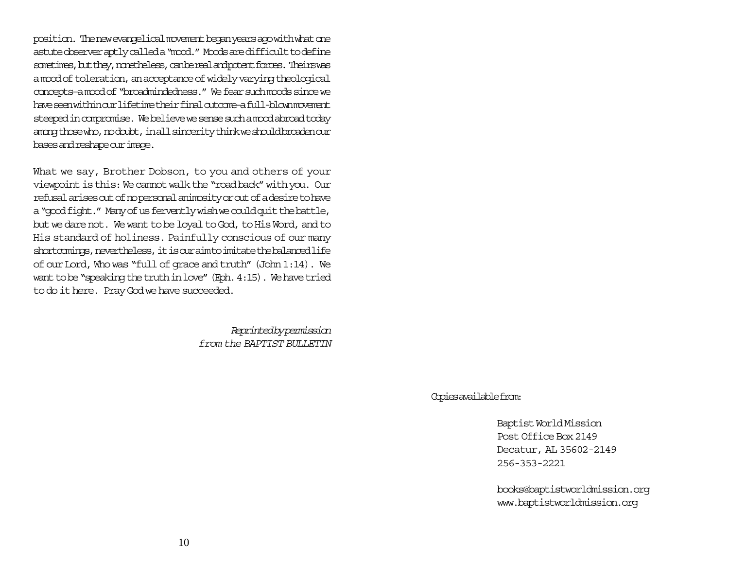position. The new evangelical movement began years ago with what one astute observer aptly called a "mood." Moods are difficult to define sometimes, but they, nonetheless, can be real and potent forces. Theirs was a mood of toleration, an acceptance of widely varying theological concepts–a mood of "broadmindedness." We fear such moods since we have seen within our lifetime their final outcome–a full-blown movement steeped in compromise. We believe we sense such a mood abroad today among those who, no doubt, in all sincerity think we should broaden our bases and reshape our image.

What we say, Brother Dobson, to you and others of your viewpoint is this: We cannot walk the "road back" with you. Our refusal arises out of no personal animosity or out of a desire to have a "good fight." Many of us fervently wish we could quit the battle, but we dare not. We want to be loyal to God, to His Word, and to His standard of holiness. Painfully conscious of our many shortcomings, nevertheless, it is our aim to imitate the balanced life of our Lord, Who was "full of grace and truth" (John 1:14). We want to be "speaking the truth in love" (Eph. 4:15). We have tried to do it here. Pray God we have succeeded.

*Reprinted by permission*
*from the BAPTIST BULLETIN*

Copies available from:

Baptist World Mission
Post Office Box 2149
Decatur, AL 35602-2149
256-353-2221

books@baptistworldmission.org
www.baptistworldmission.org